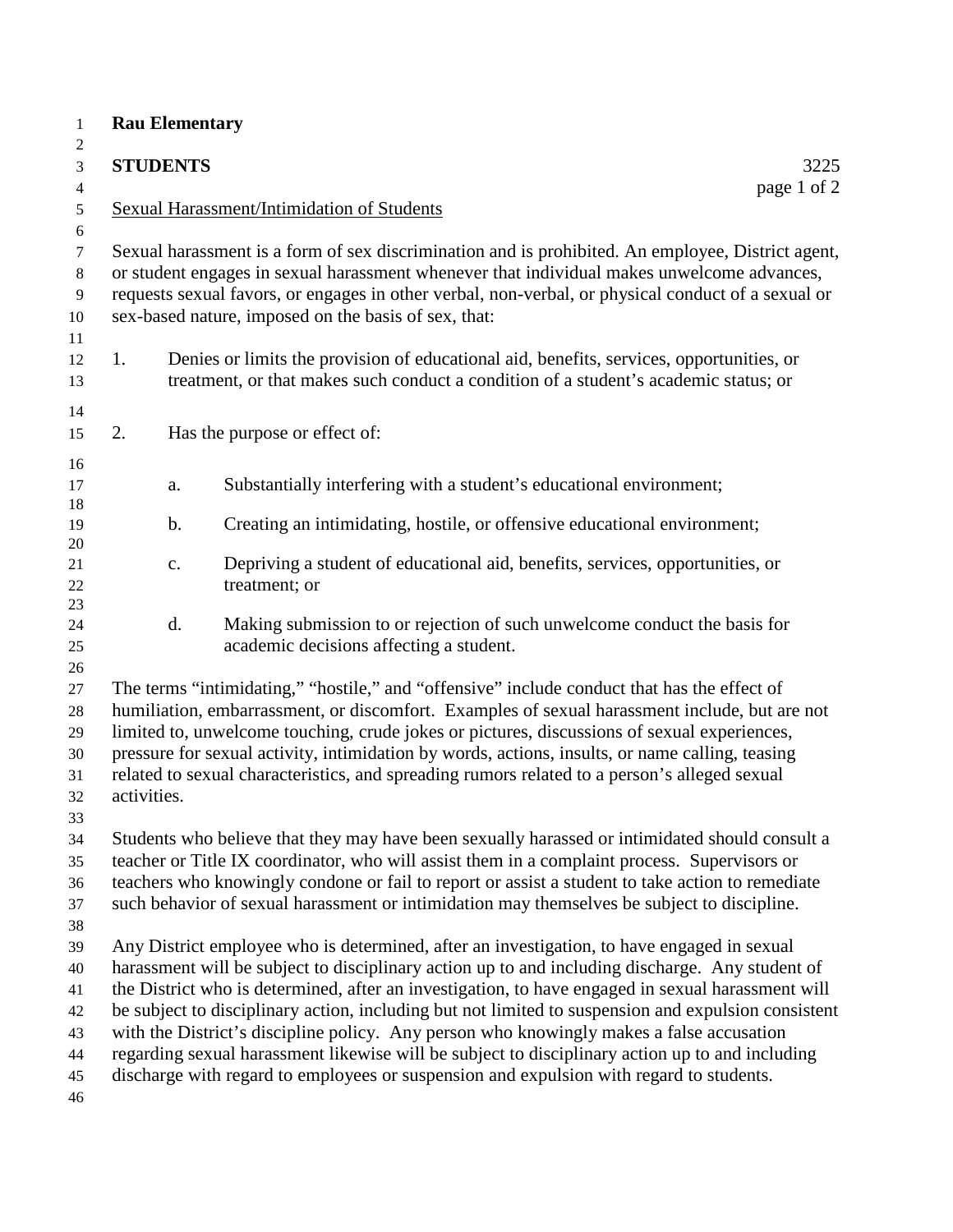**Rau Elementary**

**STUDENTS** 3225

Sexual Harassment/Intimidation of Students

Sexual harassment is a form of sex discrimination and is prohibited. An employee, District agent, or student engages in sexual harassment whenever that individual makes unwelcome advances, requests sexual favors, or engages in other verbal, non-verbal, or physical conduct of a sexual or sex-based nature, imposed on the basis of sex, that:

1. Denies or limits the provision of educational aid, benefits, services, opportunities, or treatment, or that makes such conduct a condition of a student's academic status; or

2. Has the purpose or effect of:

   a. Substantially interfering with a student's educational environment;

   b. Creating an intimidating, hostile, or offensive educational environment;

   c. Depriving a student of educational aid, benefits, services, opportunities, or treatment; or

   d. Making submission to or rejection of such unwelcome conduct the basis for academic decisions affecting a student.

The terms "intimidating," "hostile," and "offensive" include conduct that has the effect of humiliation, embarrassment, or discomfort. Examples of sexual harassment include, but are not limited to, unwelcome touching, crude jokes or pictures, discussions of sexual experiences, pressure for sexual activity, intimidation by words, actions, insults, or name calling, teasing related to sexual characteristics, and spreading rumors related to a person's alleged sexual activities.

Students who believe that they may have been sexually harassed or intimidated should consult a teacher or Title IX coordinator, who will assist them in a complaint process. Supervisors or teachers who knowingly condone or fail to report or assist a student to take action to remediate such behavior of sexual harassment or intimidation may themselves be subject to discipline.

Any District employee who is determined, after an investigation, to have engaged in sexual harassment will be subject to disciplinary action up to and including discharge. Any student of the District who is determined, after an investigation, to have engaged in sexual harassment will be subject to disciplinary action, including but not limited to suspension and expulsion consistent with the District's discipline policy. Any person who knowingly makes a false accusation regarding sexual harassment likewise will be subject to disciplinary action up to and including discharge with regard to employees or suspension and expulsion with regard to students.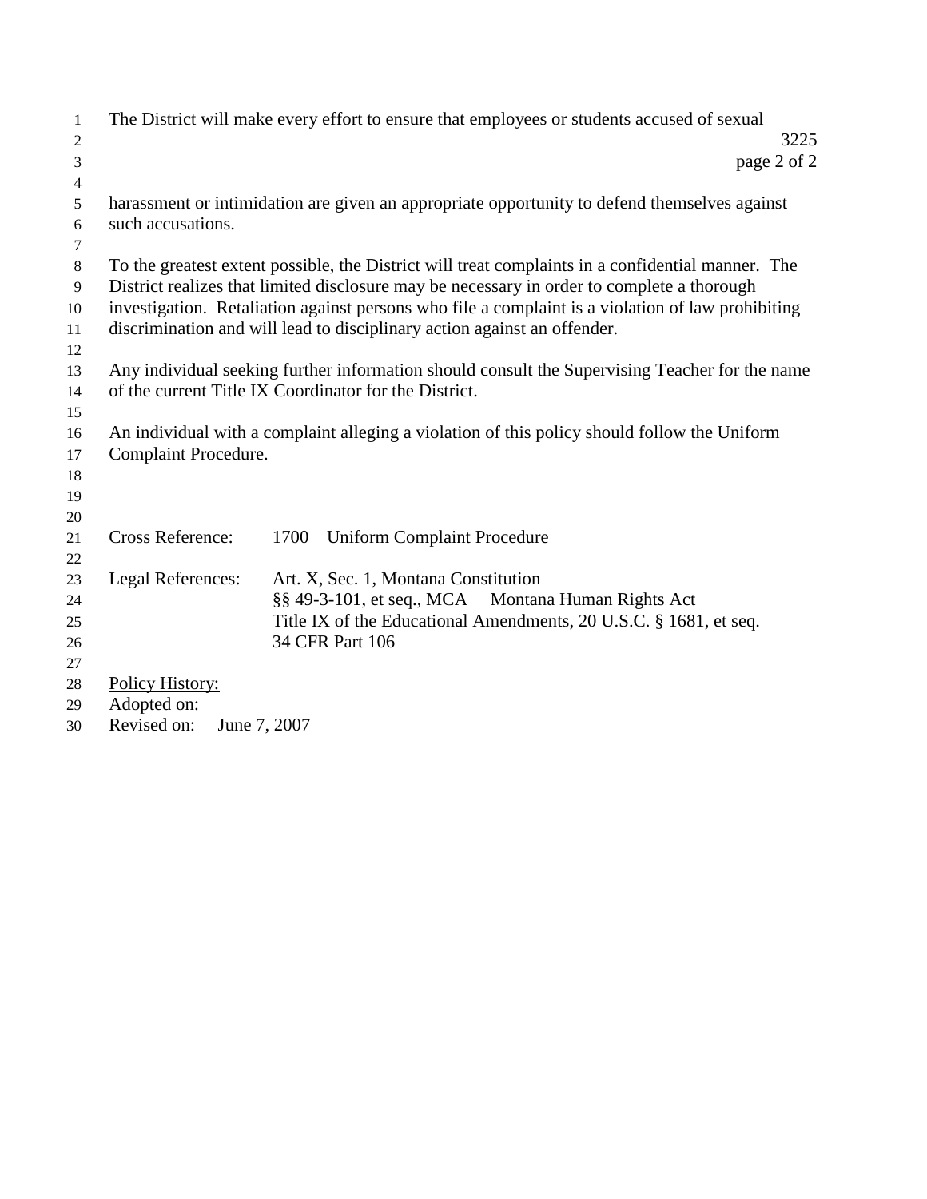The District will make every effort to ensure that employees or students accused of sexual harassment or intimidation are given an appropriate opportunity to defend themselves against such accusations.

To the greatest extent possible, the District will treat complaints in a confidential manner. The District realizes that limited disclosure may be necessary in order to complete a thorough investigation. Retaliation against persons who file a complaint is a violation of law prohibiting discrimination and will lead to disciplinary action against an offender.

Any individual seeking further information should consult the Supervising Teacher for the name of the current Title IX Coordinator for the District.

An individual with a complaint alleging a violation of this policy should follow the Uniform Complaint Procedure.

| | |
|---|---|
| Cross Reference: | 1700 Uniform Complaint Procedure |
| Legal References: | Art. X, Sec. 1, Montana Constitution |
| | §§ 49-3-101, et seq., MCA Montana Human Rights Act |
| | Title IX of the Educational Amendments, 20 U.S.C. § 1681, et seq. |
| | 34 CFR Part 106 |

Policy History:
Adopted on:
Revised on: June 7, 2007